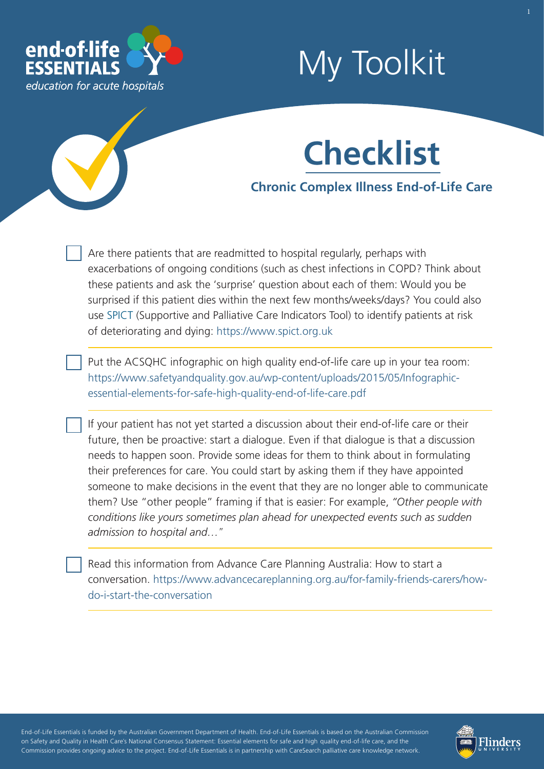end-of-life ESSENTIALS

*education for acute hospitals*

# My Toolkit

## Checklist

### Chronic Complex Illness End-of-Life Care

- [ ] Are there patients that are readmitted to hospital regularly, perhaps with exacerbations of ongoing conditions (such as chest infections in COPD? Think about these patients and ask the 'surprise' question about each of them: Would you be surprised if this patient dies within the next few months/weeks/days? You could also use SPICT (Supportive and Palliative Care Indicators Tool) to identify patients at risk of deteriorating and dying: https://www.spict.org.uk

- [ ] Put the ACSQHC infographic on high quality end-of-life care up in your tea room: https://www.safetyandquality.gov.au/wp-content/uploads/2015/05/Infographic-essential-elements-for-safe-high-quality-end-of-life-care.pdf

- [ ] If your patient has not yet started a discussion about their end-of-life care or their future, then be proactive: start a dialogue. Even if that dialogue is that a discussion needs to happen soon. Provide some ideas for them to think about in formulating their preferences for care. You could start by asking them if they have appointed someone to make decisions in the event that they are no longer able to communicate them? Use "other people" framing if that is easier: For example, *"Other people with conditions like yours sometimes plan ahead for unexpected events such as sudden admission to hospital and…"*

- [ ] Read this information from Advance Care Planning Australia: How to start a conversation. https://www.advancecareplanning.org.au/for-family-friends-carers/how-do-i-start-the-conversation

End-of-Life Essentials is funded by the Australian Government Department of Health. End-of-Life Essentials is based on the Australian Commission on Safety and Quality in Health Care's National Consensus Statement: Essential elements for safe and high quality end-of-life care, and the Commission provides ongoing advice to the project. End-of-Life Essentials is in partnership with CareSearch palliative care knowledge network.

Flinders University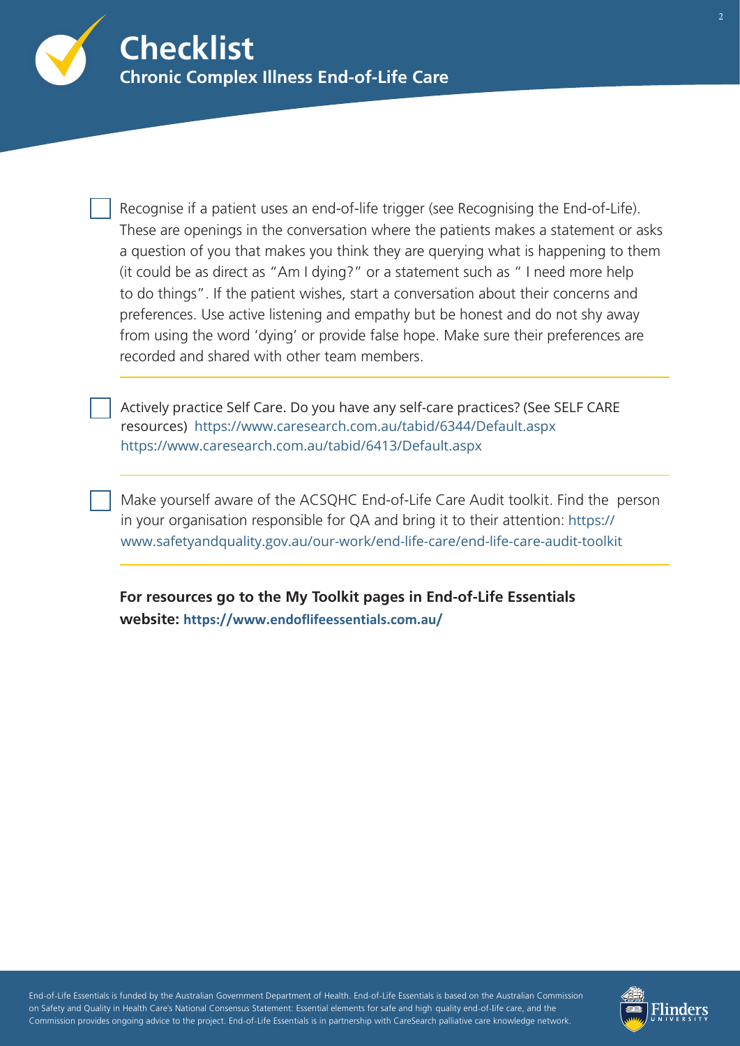# Checklist

## Chronic Complex Illness End-of-Life Care

- [ ] Recognise if a patient uses an end-of-life trigger (see Recognising the End-of-Life). These are openings in the conversation where the patients makes a statement or asks a question of you that makes you think they are querying what is happening to them (it could be as direct as "Am I dying?" or a statement such as " I need more help to do things". If the patient wishes, start a conversation about their concerns and preferences. Use active listening and empathy but be honest and do not shy away from using the word 'dying' or provide false hope. Make sure their preferences are recorded and shared with other team members.

- [ ] Actively practice Self Care. Do you have any self-care practices? (See SELF CARE resources) https://www.caresearch.com.au/tabid/6344/Default.aspx https://www.caresearch.com.au/tabid/6413/Default.aspx

- [ ] Make yourself aware of the ACSQHC End-of-Life Care Audit toolkit. Find the person in your organisation responsible for QA and bring it to their attention: https://www.safetyandquality.gov.au/our-work/end-life-care/end-life-care-audit-toolkit

**For resources go to the My Toolkit pages in End-of-Life Essentials website: https://www.endoflifeessentials.com.au/**

End-of-Life Essentials is funded by the Australian Government Department of Health. End-of-Life Essentials is based on the Australian Commission on Safety and Quality in Health Care's National Consensus Statement: Essential elements for safe and high quality end-of-life care, and the Commission provides ongoing advice to the project. End-of-Life Essentials is in partnership with CareSearch palliative care knowledge network.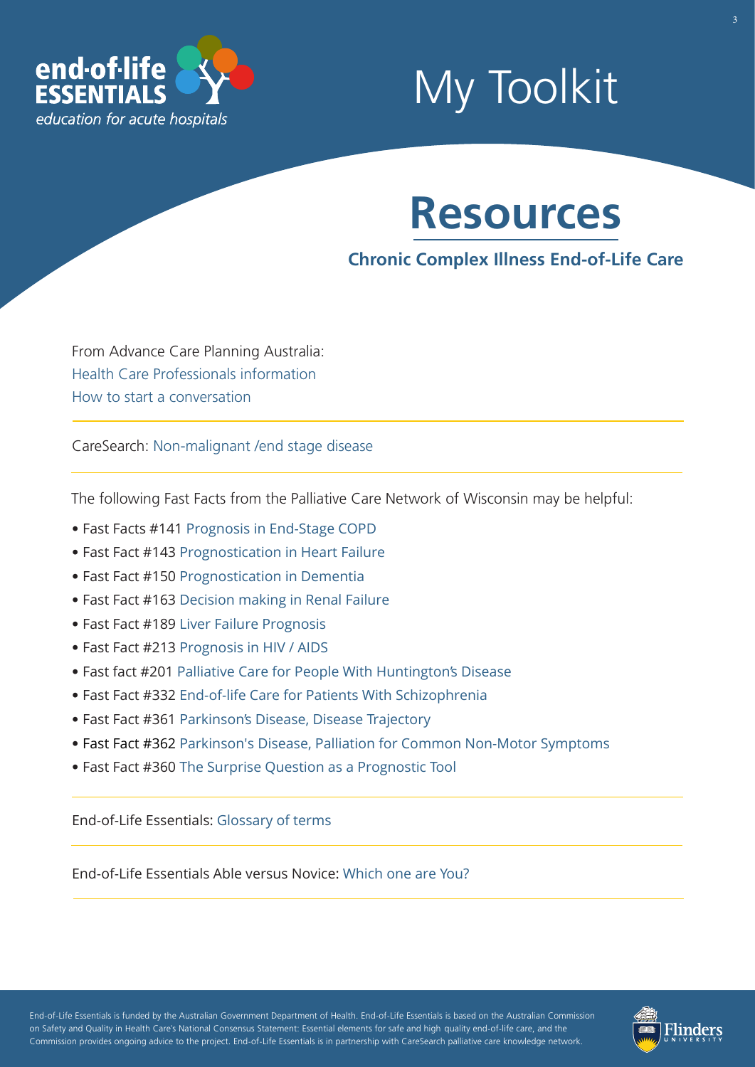# My Toolkit

## Resources

### Chronic Complex Illness End-of-Life Care

From Advance Care Planning Australia:
Health Care Professionals information
How to start a conversation

---

CareSearch: Non-malignant /end stage disease

---

The following Fast Facts from the Palliative Care Network of Wisconsin may be helpful:

- Fast Facts #141 Prognosis in End-Stage COPD
- Fast Fact #143 Prognostication in Heart Failure
- Fast Fact #150 Prognostication in Dementia
- Fast Fact #163 Decision making in Renal Failure
- Fast Fact #189 Liver Failure Prognosis
- Fast Fact #213 Prognosis in HIV / AIDS
- Fast fact #201 Palliative Care for People With Huntington's Disease
- Fast Fact #332 End-of-life Care for Patients With Schizophrenia
- Fast Fact #361 Parkinson's Disease, Disease Trajectory
- Fast Fact #362 Parkinson's Disease, Palliation for Common Non-Motor Symptoms
- Fast Fact #360 The Surprise Question as a Prognostic Tool

---

End-of-Life Essentials: Glossary of terms

---

End-of-Life Essentials Able versus Novice: Which one are You?

---

End-of-Life Essentials is funded by the Australian Government Department of Health. End-of-Life Essentials is based on the Australian Commission on Safety and Quality in Health Care's National Consensus Statement: Essential elements for safe and high quality end-of-life care, and the Commission provides ongoing advice to the project. End-of-Life Essentials is in partnership with CareSearch palliative care knowledge network.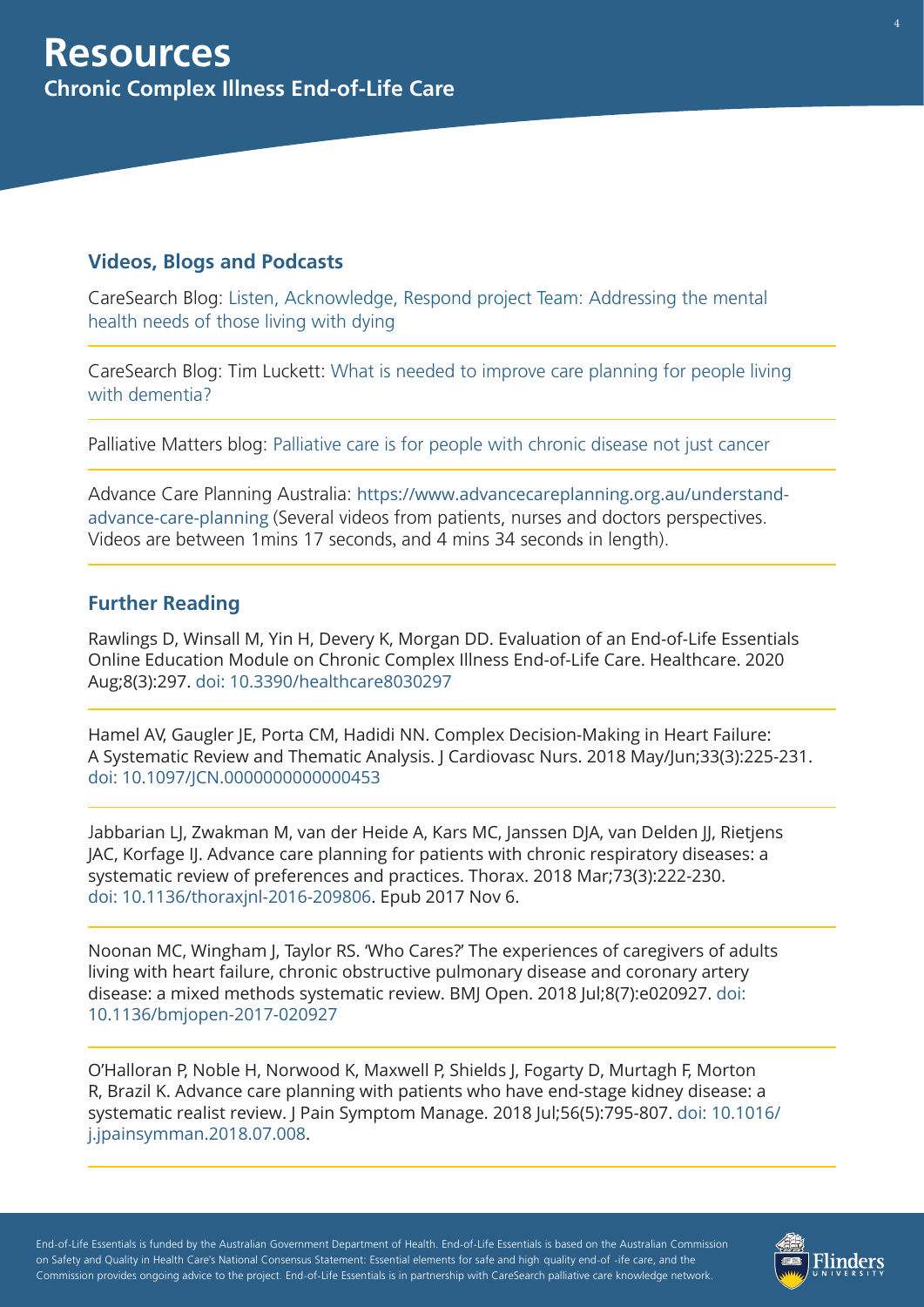# Resources

## Chronic Complex Illness End-of-Life Care

### Videos, Blogs and Podcasts

CareSearch Blog: Listen, Acknowledge, Respond project Team: Addressing the mental health needs of those living with dying

CareSearch Blog: Tim Luckett: What is needed to improve care planning for people living with dementia?

Palliative Matters blog: Palliative care is for people with chronic disease not just cancer

Advance Care Planning Australia: https://www.advancecareplanning.org.au/understand-advance-care-planning (Several videos from patients, nurses and doctors perspectives. Videos are between 1mins 17 seconds, and 4 mins 34 seconds in length).

### Further Reading

Rawlings D, Winsall M, Yin H, Devery K, Morgan DD. Evaluation of an End-of-Life Essentials Online Education Module on Chronic Complex Illness End-of-Life Care. Healthcare. 2020 Aug;8(3):297. doi: 10.3390/healthcare8030297

Hamel AV, Gaugler JE, Porta CM, Hadidi NN. Complex Decision-Making in Heart Failure: A Systematic Review and Thematic Analysis. J Cardiovasc Nurs. 2018 May/Jun;33(3):225-231. doi: 10.1097/JCN.0000000000000453

Jabbarian LJ, Zwakman M, van der Heide A, Kars MC, Janssen DJA, van Delden JJ, Rietjens JAC, Korfage IJ. Advance care planning for patients with chronic respiratory diseases: a systematic review of preferences and practices. Thorax. 2018 Mar;73(3):222-230. doi: 10.1136/thoraxjnl-2016-209806. Epub 2017 Nov 6.

Noonan MC, Wingham J, Taylor RS. 'Who Cares?' The experiences of caregivers of adults living with heart failure, chronic obstructive pulmonary disease and coronary artery disease: a mixed methods systematic review. BMJ Open. 2018 Jul;8(7):e020927. doi: 10.1136/bmjopen-2017-020927

O'Halloran P, Noble H, Norwood K, Maxwell P, Shields J, Fogarty D, Murtagh F, Morton R, Brazil K. Advance care planning with patients who have end-stage kidney disease: a systematic realist review. J Pain Symptom Manage. 2018 Jul;56(5):795-807. doi: 10.1016/j.jpainsymman.2018.07.008.

End-of-Life Essentials is funded by the Australian Government Department of Health. End-of-Life Essentials is based on the Australian Commission on Safety and Quality in Health Care's National Consensus Statement: Essential elements for safe and high quality end-of -ife care, and the Commission provides ongoing advice to the project. End-of-Life Essentials is in partnership with CareSearch palliative care knowledge network.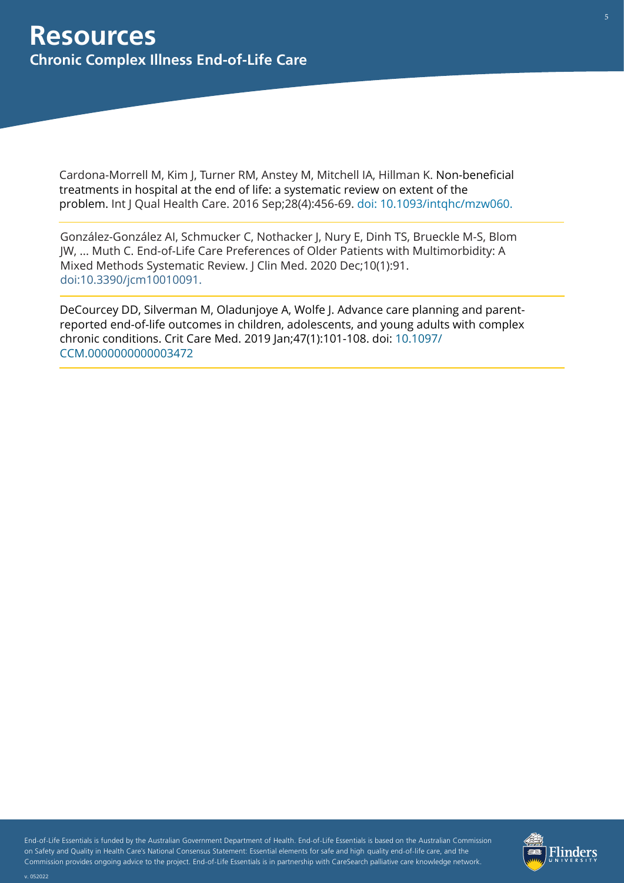# Resources

## Chronic Complex Illness End-of-Life Care

Cardona-Morrell M, Kim J, Turner RM, Anstey M, Mitchell IA, Hillman K. Non-beneficial treatments in hospital at the end of life: a systematic review on extent of the problem. Int J Qual Health Care. 2016 Sep;28(4):456-69. doi: 10.1093/intqhc/mzw060.

---

González-González AI, Schmucker C, Nothacker J, Nury E, Dinh TS, Brueckle M-S, Blom JW, ... Muth C. End-of-Life Care Preferences of Older Patients with Multimorbidity: A Mixed Methods Systematic Review. J Clin Med. 2020 Dec;10(1):91. doi:10.3390/jcm10010091.

---

DeCourcey DD, Silverman M, Oladunjoye A, Wolfe J. Advance care planning and parent-reported end-of-life outcomes in children, adolescents, and young adults with complex chronic conditions. Crit Care Med. 2019 Jan;47(1):101-108. doi: 10.1097/CCM.0000000000003472

---

End-of-Life Essentials is funded by the Australian Government Department of Health. End-of-Life Essentials is based on the Australian Commission on Safety and Quality in Health Care's National Consensus Statement: Essential elements for safe and high quality end-of-life care, and the Commission provides ongoing advice to the project. End-of-Life Essentials is in partnership with CareSearch palliative care knowledge network.

v. 052022